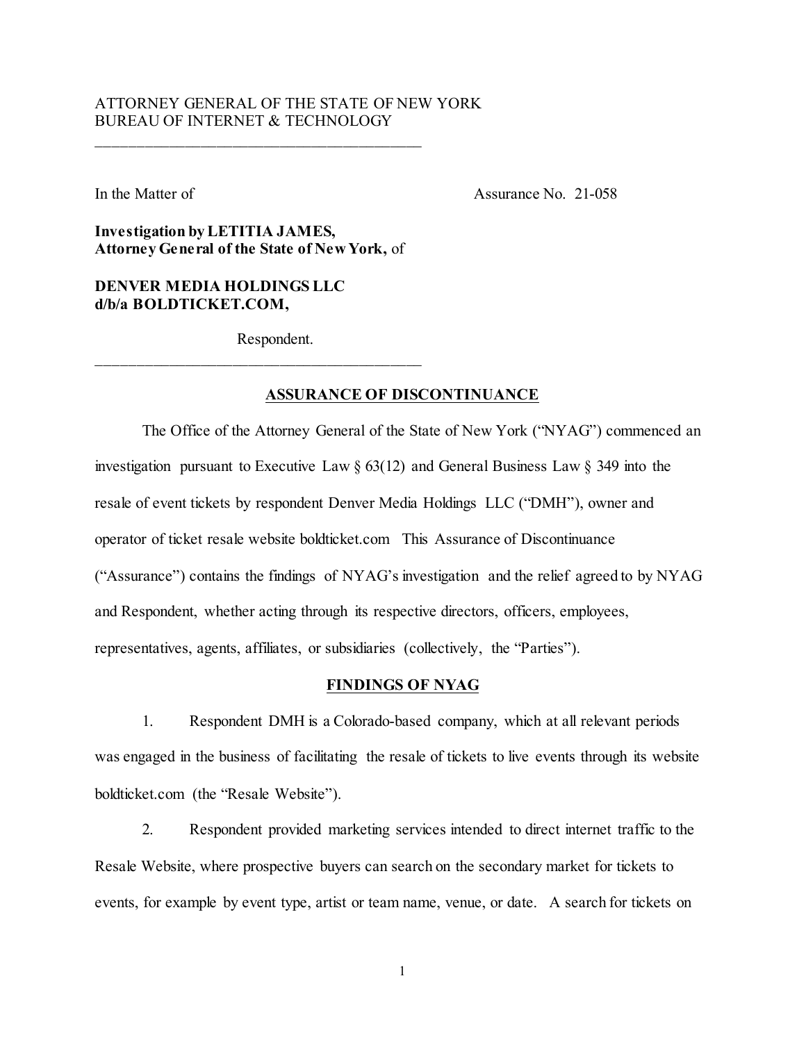ATTORNEY GENERAL OF THE STATE OF NEW YORK
BUREAU OF INTERNET & TECHNOLOGY

---

In the Matter of

Assurance No. 21-058

**Investigation by LETITIA JAMES, Attorney General of the State of New York,** of

**DENVER MEDIA HOLDINGS LLC d/b/a BOLDTICKET.COM,**

Respondent.

---

## ASSURANCE OF DISCONTINUANCE

The Office of the Attorney General of the State of New York ("NYAG") commenced an investigation pursuant to Executive Law § 63(12) and General Business Law § 349 into the resale of event tickets by respondent Denver Media Holdings LLC ("DMH"), owner and operator of ticket resale website boldticket.com This Assurance of Discontinuance ("Assurance") contains the findings of NYAG's investigation and the relief agreed to by NYAG and Respondent, whether acting through its respective directors, officers, employees, representatives, agents, affiliates, or subsidiaries (collectively, the "Parties").

## FINDINGS OF NYAG

1. Respondent DMH is a Colorado-based company, which at all relevant periods was engaged in the business of facilitating the resale of tickets to live events through its website boldticket.com (the "Resale Website").

2. Respondent provided marketing services intended to direct internet traffic to the Resale Website, where prospective buyers can search on the secondary market for tickets to events, for example by event type, artist or team name, venue, or date. A search for tickets on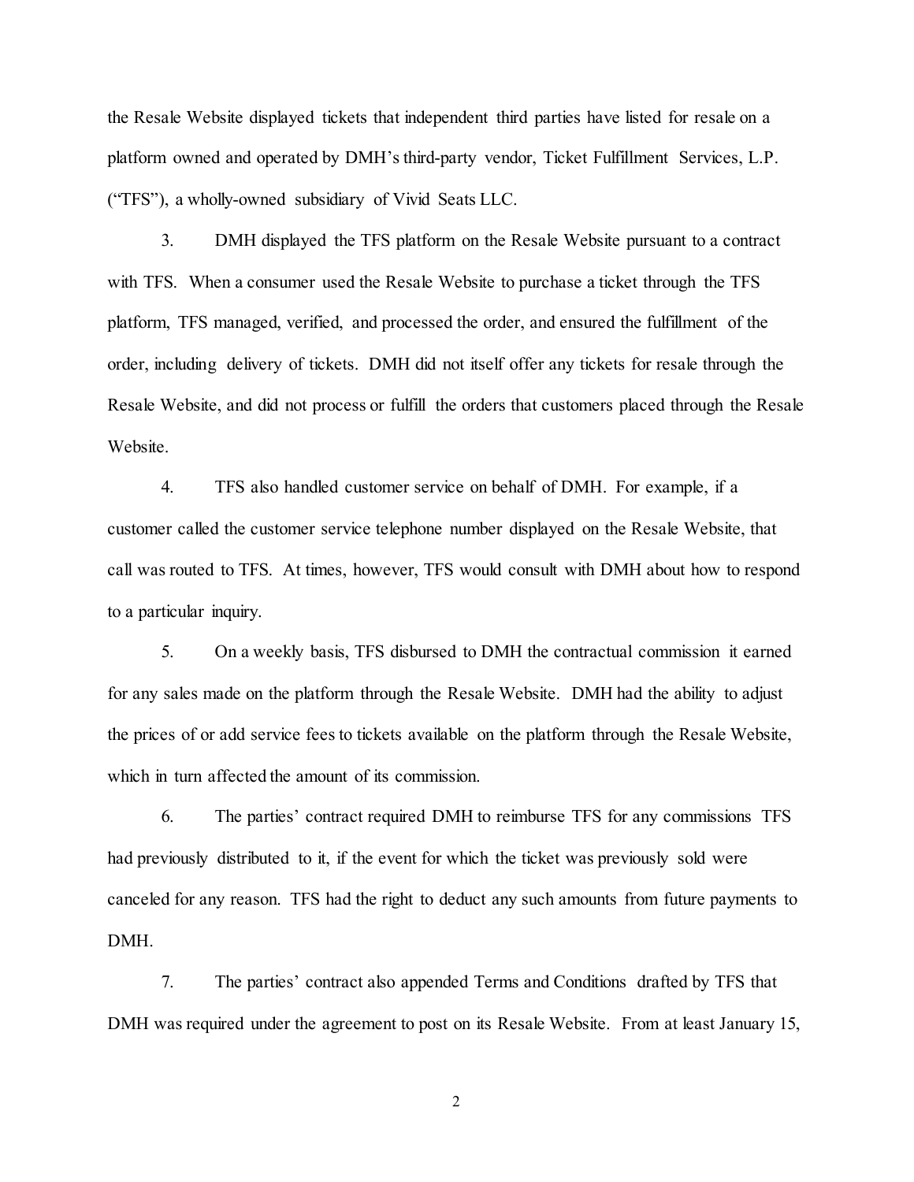the Resale Website displayed tickets that independent third parties have listed for resale on a platform owned and operated by DMH's third-party vendor, Ticket Fulfillment Services, L.P. ("TFS"), a wholly-owned subsidiary of Vivid Seats LLC.

3. DMH displayed the TFS platform on the Resale Website pursuant to a contract with TFS. When a consumer used the Resale Website to purchase a ticket through the TFS platform, TFS managed, verified, and processed the order, and ensured the fulfillment of the order, including delivery of tickets. DMH did not itself offer any tickets for resale through the Resale Website, and did not process or fulfill the orders that customers placed through the Resale Website.

4. TFS also handled customer service on behalf of DMH. For example, if a customer called the customer service telephone number displayed on the Resale Website, that call was routed to TFS. At times, however, TFS would consult with DMH about how to respond to a particular inquiry.

5. On a weekly basis, TFS disbursed to DMH the contractual commission it earned for any sales made on the platform through the Resale Website. DMH had the ability to adjust the prices of or add service fees to tickets available on the platform through the Resale Website, which in turn affected the amount of its commission.

6. The parties' contract required DMH to reimburse TFS for any commissions TFS had previously distributed to it, if the event for which the ticket was previously sold were canceled for any reason. TFS had the right to deduct any such amounts from future payments to DMH.

7. The parties' contract also appended Terms and Conditions drafted by TFS that DMH was required under the agreement to post on its Resale Website. From at least January 15,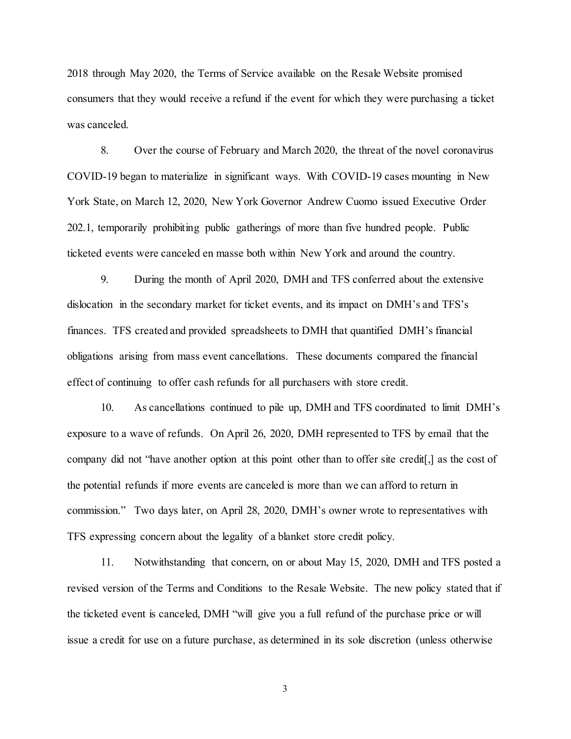2018 through May 2020, the Terms of Service available on the Resale Website promised consumers that they would receive a refund if the event for which they were purchasing a ticket was canceled.

8. Over the course of February and March 2020, the threat of the novel coronavirus COVID-19 began to materialize in significant ways. With COVID-19 cases mounting in New York State, on March 12, 2020, New York Governor Andrew Cuomo issued Executive Order 202.1, temporarily prohibiting public gatherings of more than five hundred people. Public ticketed events were canceled en masse both within New York and around the country.

9. During the month of April 2020, DMH and TFS conferred about the extensive dislocation in the secondary market for ticket events, and its impact on DMH's and TFS's finances. TFS created and provided spreadsheets to DMH that quantified DMH's financial obligations arising from mass event cancellations. These documents compared the financial effect of continuing to offer cash refunds for all purchasers with store credit.

10. As cancellations continued to pile up, DMH and TFS coordinated to limit DMH's exposure to a wave of refunds. On April 26, 2020, DMH represented to TFS by email that the company did not "have another option at this point other than to offer site credit[,] as the cost of the potential refunds if more events are canceled is more than we can afford to return in commission." Two days later, on April 28, 2020, DMH's owner wrote to representatives with TFS expressing concern about the legality of a blanket store credit policy.

11. Notwithstanding that concern, on or about May 15, 2020, DMH and TFS posted a revised version of the Terms and Conditions to the Resale Website. The new policy stated that if the ticketed event is canceled, DMH "will give you a full refund of the purchase price or will issue a credit for use on a future purchase, as determined in its sole discretion (unless otherwise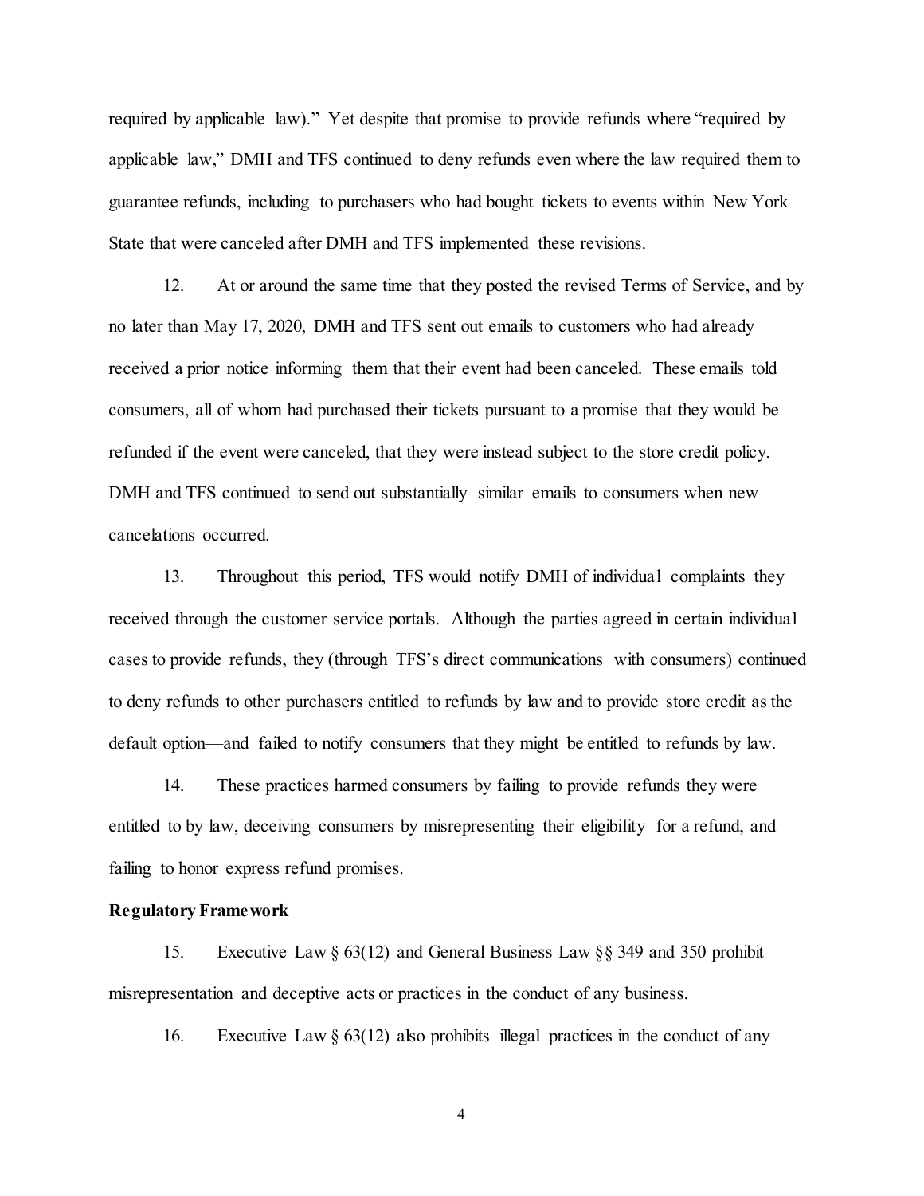required by applicable law)." Yet despite that promise to provide refunds where "required by applicable law," DMH and TFS continued to deny refunds even where the law required them to guarantee refunds, including to purchasers who had bought tickets to events within New York State that were canceled after DMH and TFS implemented these revisions.

12. At or around the same time that they posted the revised Terms of Service, and by no later than May 17, 2020, DMH and TFS sent out emails to customers who had already received a prior notice informing them that their event had been canceled. These emails told consumers, all of whom had purchased their tickets pursuant to a promise that they would be refunded if the event were canceled, that they were instead subject to the store credit policy. DMH and TFS continued to send out substantially similar emails to consumers when new cancelations occurred.

13. Throughout this period, TFS would notify DMH of individual complaints they received through the customer service portals. Although the parties agreed in certain individual cases to provide refunds, they (through TFS's direct communications with consumers) continued to deny refunds to other purchasers entitled to refunds by law and to provide store credit as the default option—and failed to notify consumers that they might be entitled to refunds by law.

14. These practices harmed consumers by failing to provide refunds they were entitled to by law, deceiving consumers by misrepresenting their eligibility for a refund, and failing to honor express refund promises.

**Regulatory Framework**

15. Executive Law § 63(12) and General Business Law §§ 349 and 350 prohibit misrepresentation and deceptive acts or practices in the conduct of any business.

16. Executive Law § 63(12) also prohibits illegal practices in the conduct of any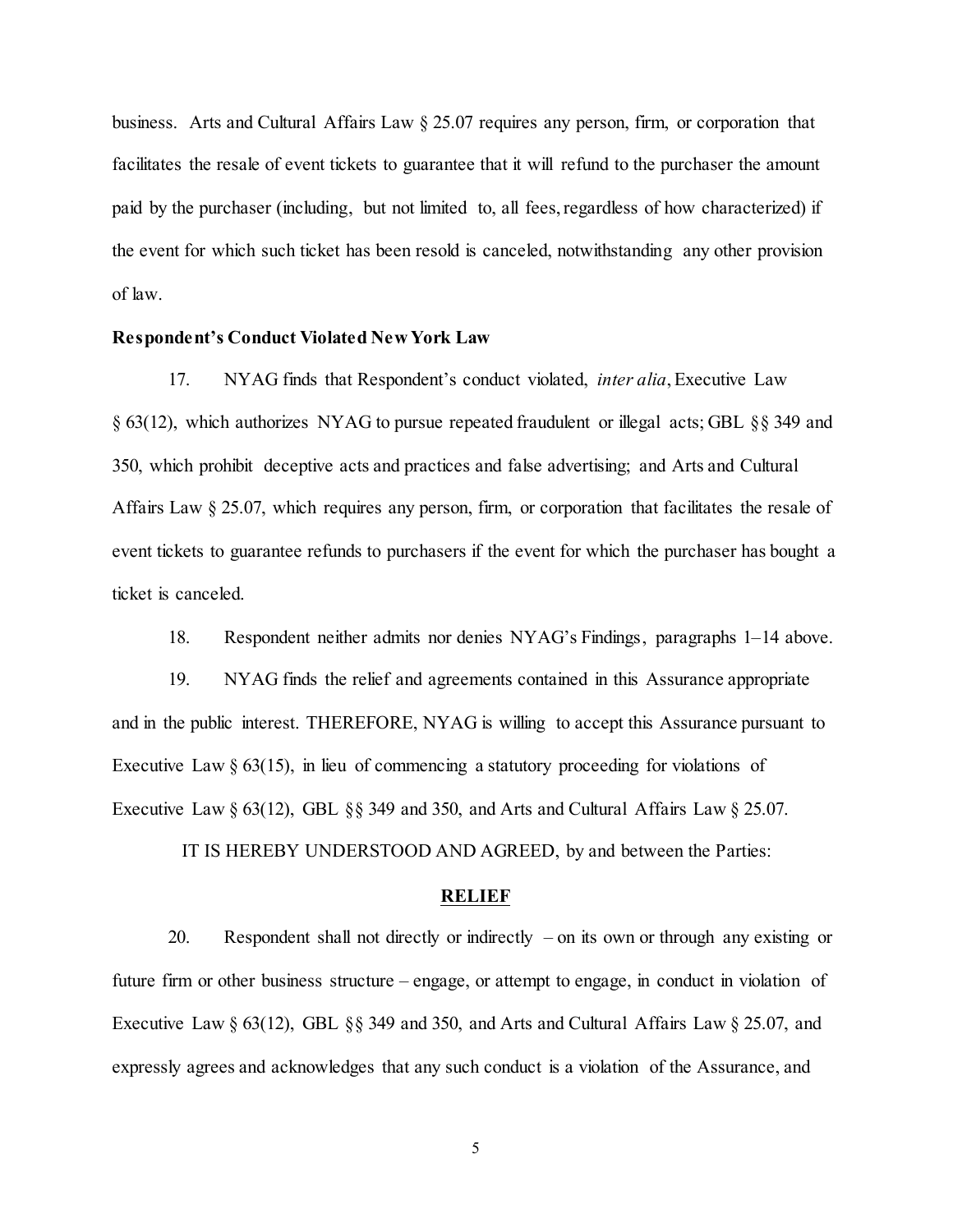business. Arts and Cultural Affairs Law § 25.07 requires any person, firm, or corporation that facilitates the resale of event tickets to guarantee that it will refund to the purchaser the amount paid by the purchaser (including, but not limited to, all fees, regardless of how characterized) if the event for which such ticket has been resold is canceled, notwithstanding any other provision of law.

**Respondent's Conduct Violated New York Law**

17. NYAG finds that Respondent's conduct violated, *inter alia*, Executive Law § 63(12), which authorizes NYAG to pursue repeated fraudulent or illegal acts; GBL §§ 349 and 350, which prohibit deceptive acts and practices and false advertising; and Arts and Cultural Affairs Law § 25.07, which requires any person, firm, or corporation that facilitates the resale of event tickets to guarantee refunds to purchasers if the event for which the purchaser has bought a ticket is canceled.

18. Respondent neither admits nor denies NYAG's Findings, paragraphs 1–14 above.

19. NYAG finds the relief and agreements contained in this Assurance appropriate and in the public interest. THEREFORE, NYAG is willing to accept this Assurance pursuant to Executive Law § 63(15), in lieu of commencing a statutory proceeding for violations of Executive Law § 63(12), GBL §§ 349 and 350, and Arts and Cultural Affairs Law § 25.07.

IT IS HEREBY UNDERSTOOD AND AGREED, by and between the Parties:

## RELIEF

20. Respondent shall not directly or indirectly – on its own or through any existing or future firm or other business structure – engage, or attempt to engage, in conduct in violation of Executive Law § 63(12), GBL §§ 349 and 350, and Arts and Cultural Affairs Law § 25.07, and expressly agrees and acknowledges that any such conduct is a violation of the Assurance, and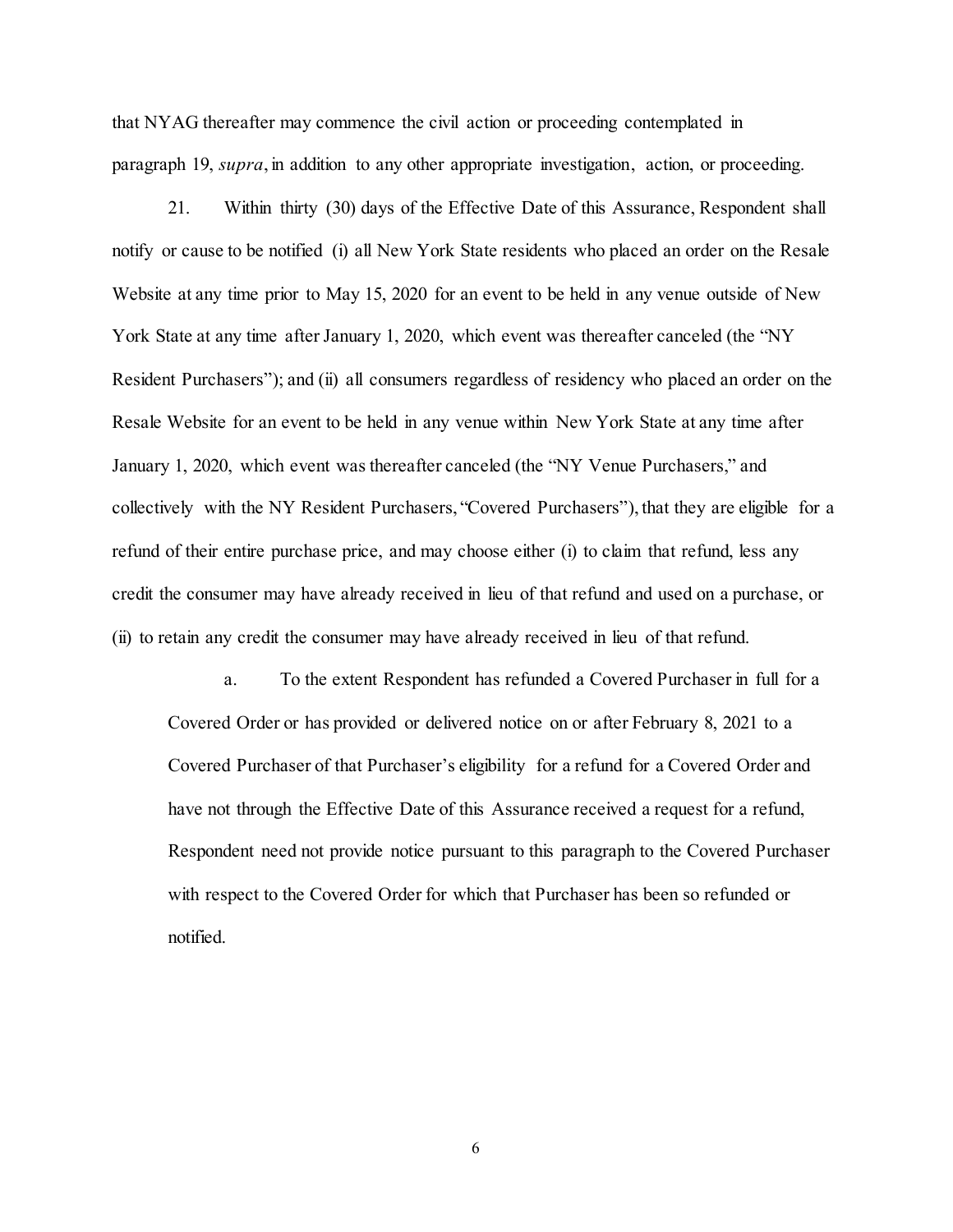that NYAG thereafter may commence the civil action or proceeding contemplated in paragraph 19, *supra*, in addition to any other appropriate investigation, action, or proceeding.

21. Within thirty (30) days of the Effective Date of this Assurance, Respondent shall notify or cause to be notified (i) all New York State residents who placed an order on the Resale Website at any time prior to May 15, 2020 for an event to be held in any venue outside of New York State at any time after January 1, 2020, which event was thereafter canceled (the "NY Resident Purchasers"); and (ii) all consumers regardless of residency who placed an order on the Resale Website for an event to be held in any venue within New York State at any time after January 1, 2020, which event was thereafter canceled (the "NY Venue Purchasers," and collectively with the NY Resident Purchasers, "Covered Purchasers"), that they are eligible for a refund of their entire purchase price, and may choose either (i) to claim that refund, less any credit the consumer may have already received in lieu of that refund and used on a purchase, or (ii) to retain any credit the consumer may have already received in lieu of that refund.

a. To the extent Respondent has refunded a Covered Purchaser in full for a Covered Order or has provided or delivered notice on or after February 8, 2021 to a Covered Purchaser of that Purchaser's eligibility for a refund for a Covered Order and have not through the Effective Date of this Assurance received a request for a refund, Respondent need not provide notice pursuant to this paragraph to the Covered Purchaser with respect to the Covered Order for which that Purchaser has been so refunded or notified.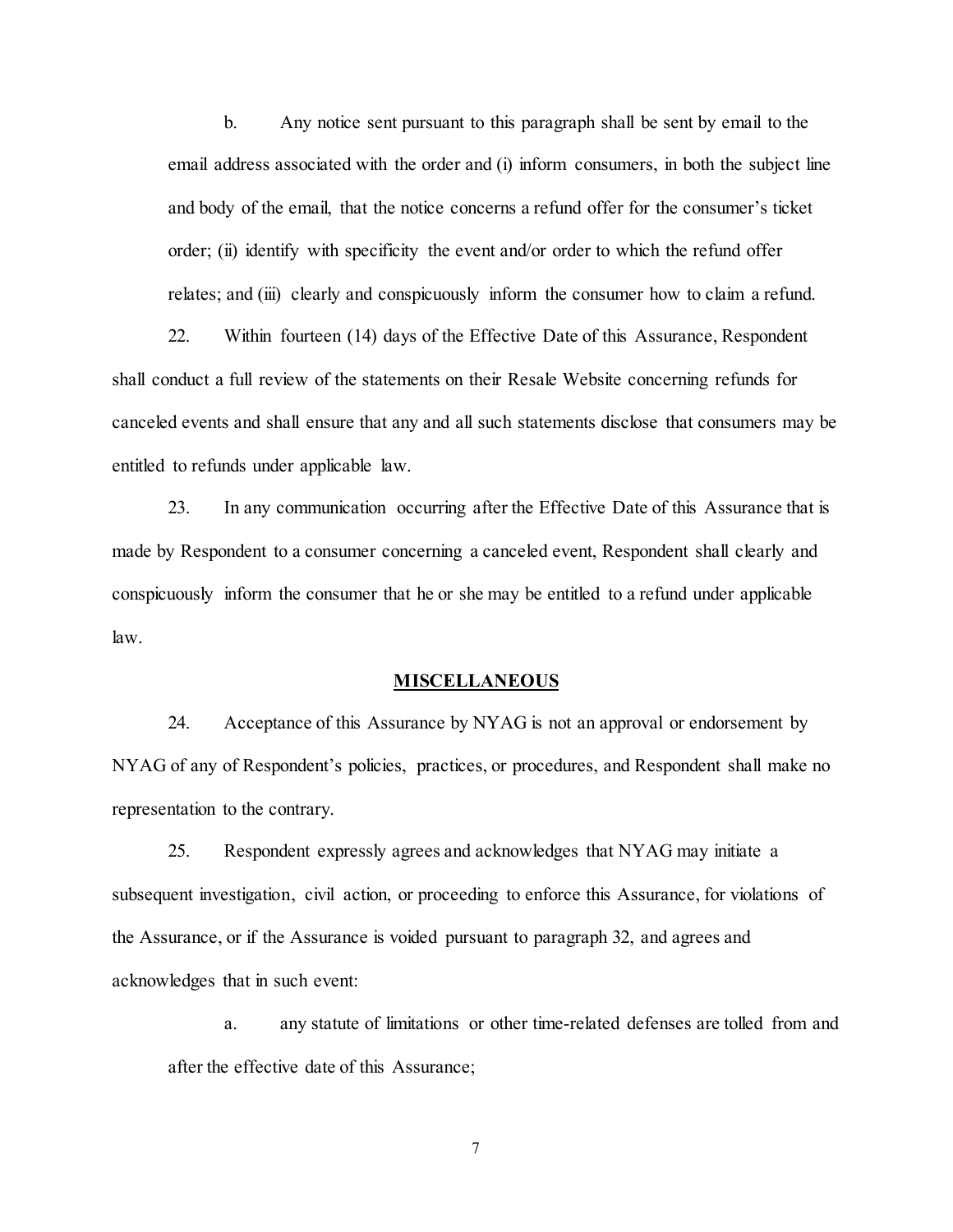b. Any notice sent pursuant to this paragraph shall be sent by email to the email address associated with the order and (i) inform consumers, in both the subject line and body of the email, that the notice concerns a refund offer for the consumer's ticket order; (ii) identify with specificity the event and/or order to which the refund offer relates; and (iii) clearly and conspicuously inform the consumer how to claim a refund.

22. Within fourteen (14) days of the Effective Date of this Assurance, Respondent shall conduct a full review of the statements on their Resale Website concerning refunds for canceled events and shall ensure that any and all such statements disclose that consumers may be entitled to refunds under applicable law.

23. In any communication occurring after the Effective Date of this Assurance that is made by Respondent to a consumer concerning a canceled event, Respondent shall clearly and conspicuously inform the consumer that he or she may be entitled to a refund under applicable law.

## MISCELLANEOUS

24. Acceptance of this Assurance by NYAG is not an approval or endorsement by NYAG of any of Respondent's policies, practices, or procedures, and Respondent shall make no representation to the contrary.

25. Respondent expressly agrees and acknowledges that NYAG may initiate a subsequent investigation, civil action, or proceeding to enforce this Assurance, for violations of the Assurance, or if the Assurance is voided pursuant to paragraph 32, and agrees and acknowledges that in such event:

a. any statute of limitations or other time-related defenses are tolled from and after the effective date of this Assurance;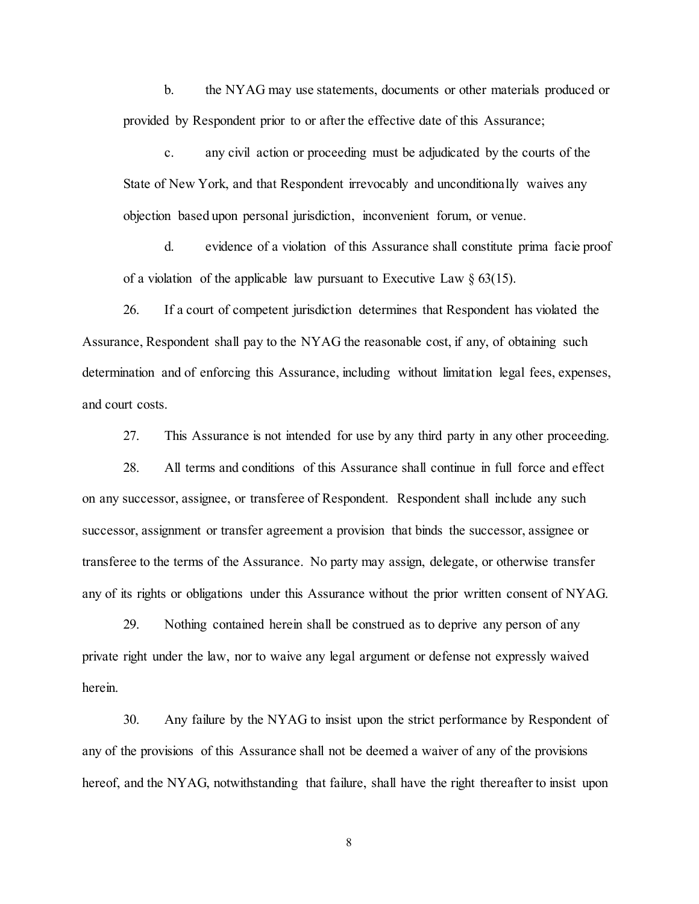b. the NYAG may use statements, documents or other materials produced or provided by Respondent prior to or after the effective date of this Assurance;

c. any civil action or proceeding must be adjudicated by the courts of the State of New York, and that Respondent irrevocably and unconditionally waives any objection based upon personal jurisdiction, inconvenient forum, or venue.

d. evidence of a violation of this Assurance shall constitute prima facie proof of a violation of the applicable law pursuant to Executive Law § 63(15).

26. If a court of competent jurisdiction determines that Respondent has violated the Assurance, Respondent shall pay to the NYAG the reasonable cost, if any, of obtaining such determination and of enforcing this Assurance, including without limitation legal fees, expenses, and court costs.

27. This Assurance is not intended for use by any third party in any other proceeding.

28. All terms and conditions of this Assurance shall continue in full force and effect on any successor, assignee, or transferee of Respondent. Respondent shall include any such successor, assignment or transfer agreement a provision that binds the successor, assignee or transferee to the terms of the Assurance. No party may assign, delegate, or otherwise transfer any of its rights or obligations under this Assurance without the prior written consent of NYAG.

29. Nothing contained herein shall be construed as to deprive any person of any private right under the law, nor to waive any legal argument or defense not expressly waived herein.

30. Any failure by the NYAG to insist upon the strict performance by Respondent of any of the provisions of this Assurance shall not be deemed a waiver of any of the provisions hereof, and the NYAG, notwithstanding that failure, shall have the right thereafter to insist upon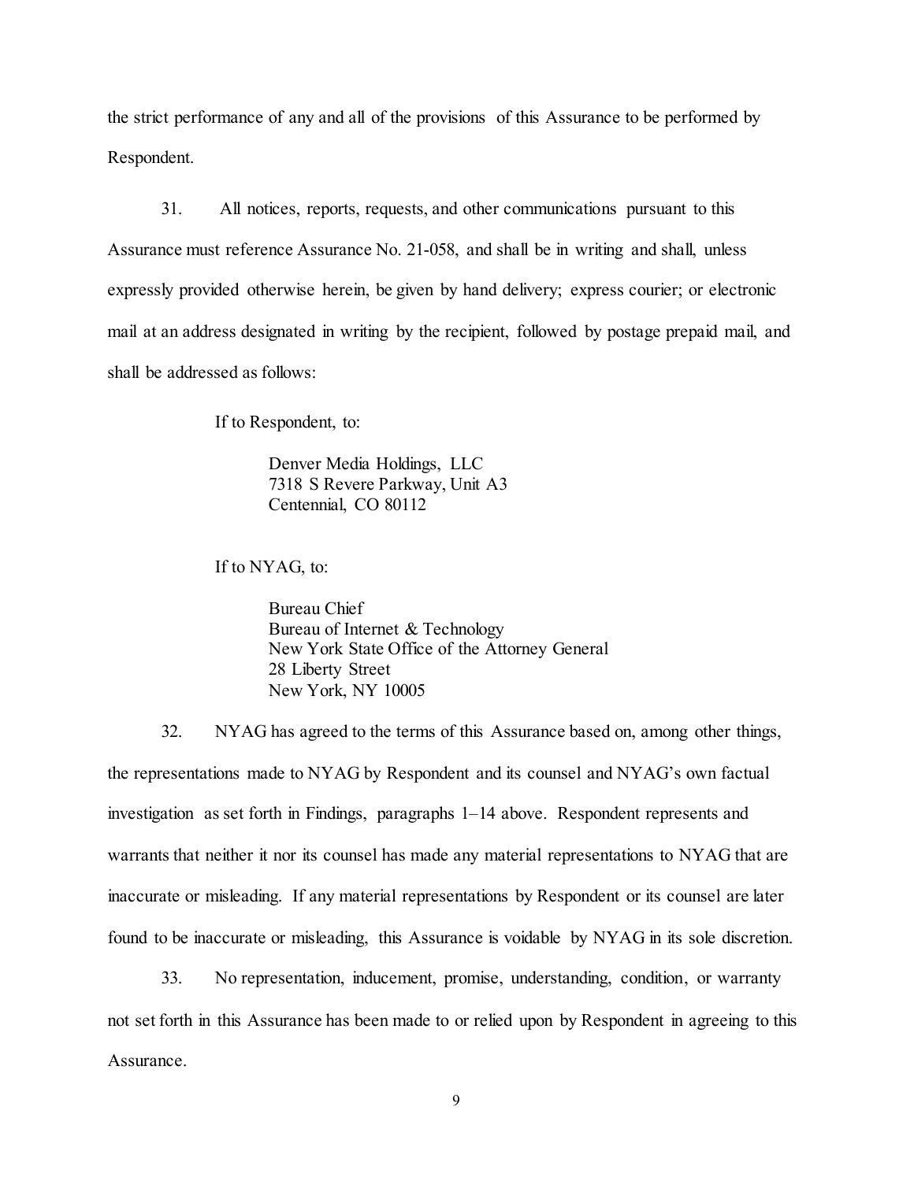the strict performance of any and all of the provisions of this Assurance to be performed by Respondent.

31. All notices, reports, requests, and other communications pursuant to this Assurance must reference Assurance No. 21-058, and shall be in writing and shall, unless expressly provided otherwise herein, be given by hand delivery; express courier; or electronic mail at an address designated in writing by the recipient, followed by postage prepaid mail, and shall be addressed as follows:

If to Respondent, to:

Denver Media Holdings, LLC
7318 S Revere Parkway, Unit A3
Centennial, CO 80112

If to NYAG, to:

Bureau Chief
Bureau of Internet & Technology
New York State Office of the Attorney General
28 Liberty Street
New York, NY 10005

32. NYAG has agreed to the terms of this Assurance based on, among other things, the representations made to NYAG by Respondent and its counsel and NYAG's own factual investigation as set forth in Findings, paragraphs 1–14 above. Respondent represents and warrants that neither it nor its counsel has made any material representations to NYAG that are inaccurate or misleading. If any material representations by Respondent or its counsel are later found to be inaccurate or misleading, this Assurance is voidable by NYAG in its sole discretion.

33. No representation, inducement, promise, understanding, condition, or warranty not set forth in this Assurance has been made to or relied upon by Respondent in agreeing to this Assurance.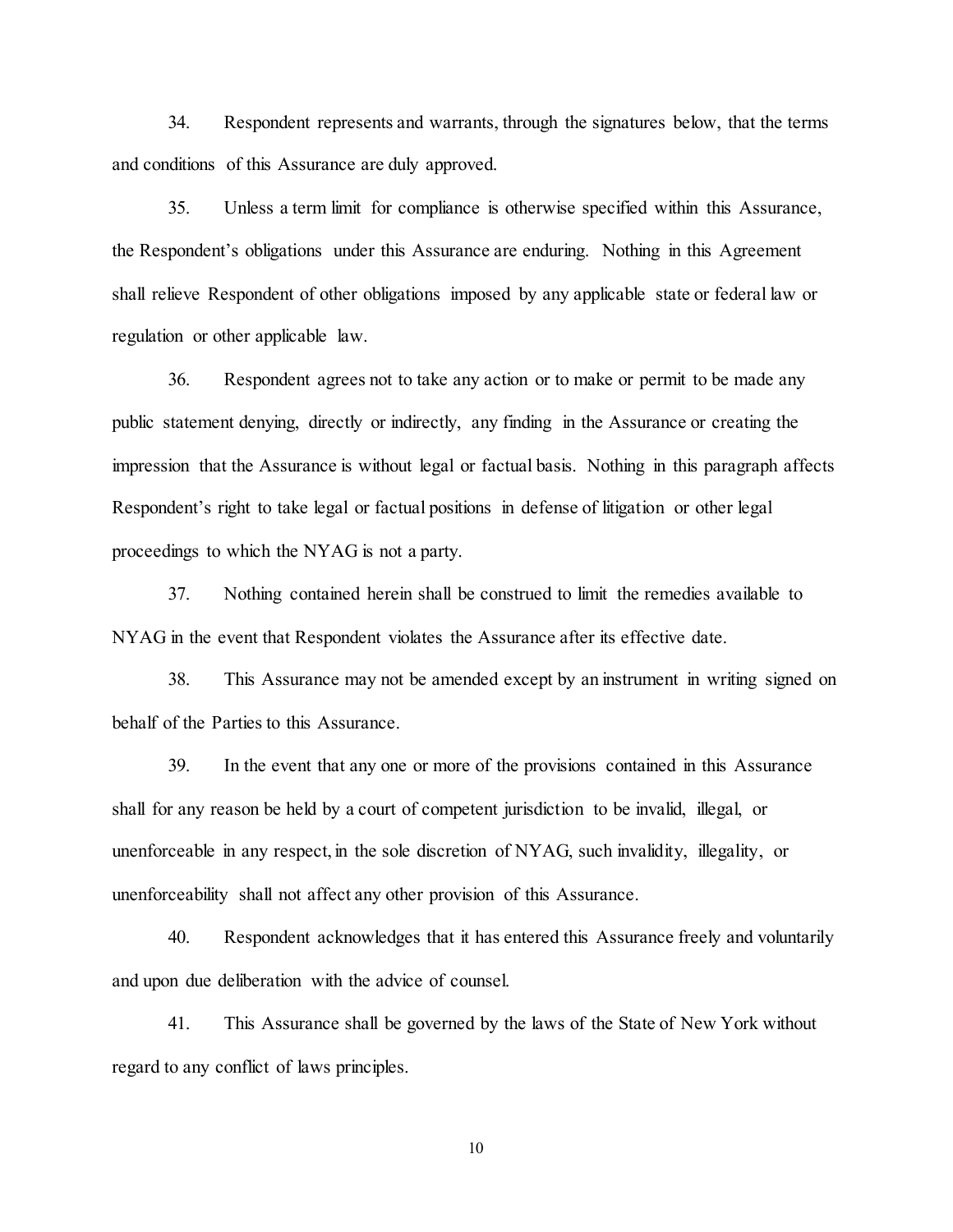34. Respondent represents and warrants, through the signatures below, that the terms and conditions of this Assurance are duly approved.

35. Unless a term limit for compliance is otherwise specified within this Assurance, the Respondent's obligations under this Assurance are enduring. Nothing in this Agreement shall relieve Respondent of other obligations imposed by any applicable state or federal law or regulation or other applicable law.

36. Respondent agrees not to take any action or to make or permit to be made any public statement denying, directly or indirectly, any finding in the Assurance or creating the impression that the Assurance is without legal or factual basis. Nothing in this paragraph affects Respondent's right to take legal or factual positions in defense of litigation or other legal proceedings to which the NYAG is not a party.

37. Nothing contained herein shall be construed to limit the remedies available to NYAG in the event that Respondent violates the Assurance after its effective date.

38. This Assurance may not be amended except by an instrument in writing signed on behalf of the Parties to this Assurance.

39. In the event that any one or more of the provisions contained in this Assurance shall for any reason be held by a court of competent jurisdiction to be invalid, illegal, or unenforceable in any respect, in the sole discretion of NYAG, such invalidity, illegality, or unenforceability shall not affect any other provision of this Assurance.

40. Respondent acknowledges that it has entered this Assurance freely and voluntarily and upon due deliberation with the advice of counsel.

41. This Assurance shall be governed by the laws of the State of New York without regard to any conflict of laws principles.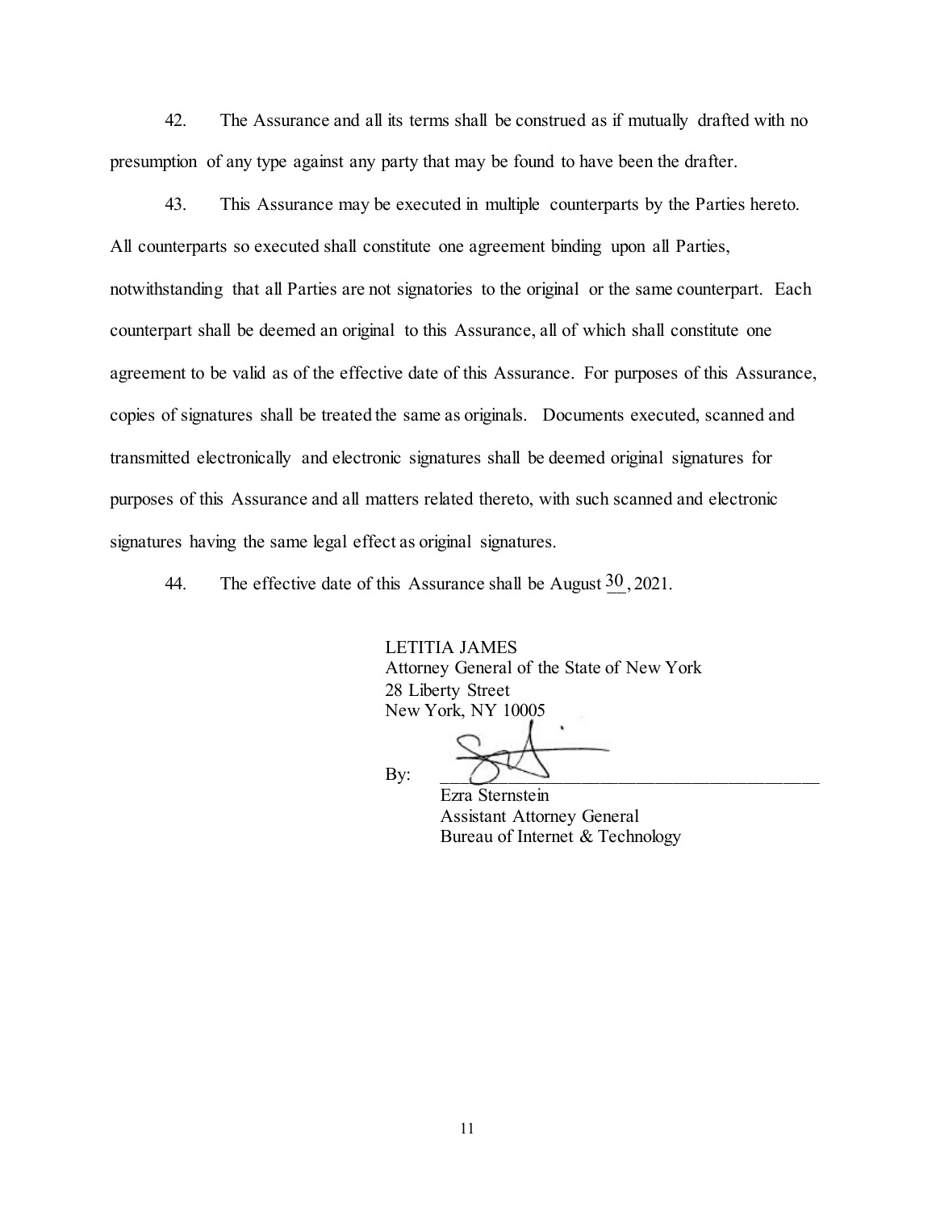42. The Assurance and all its terms shall be construed as if mutually drafted with no presumption of any type against any party that may be found to have been the drafter.

43. This Assurance may be executed in multiple counterparts by the Parties hereto. All counterparts so executed shall constitute one agreement binding upon all Parties, notwithstanding that all Parties are not signatories to the original or the same counterpart. Each counterpart shall be deemed an original to this Assurance, all of which shall constitute one agreement to be valid as of the effective date of this Assurance. For purposes of this Assurance, copies of signatures shall be treated the same as originals. Documents executed, scanned and transmitted electronically and electronic signatures shall be deemed original signatures for purposes of this Assurance and all matters related thereto, with such scanned and electronic signatures having the same legal effect as original signatures.

44. The effective date of this Assurance shall be August 30, 2021.

LETITIA JAMES
Attorney General of the State of New York
28 Liberty Street
New York, NY 10005

By: ________________________________

Ezra Sternstein
Assistant Attorney General
Bureau of Internet & Technology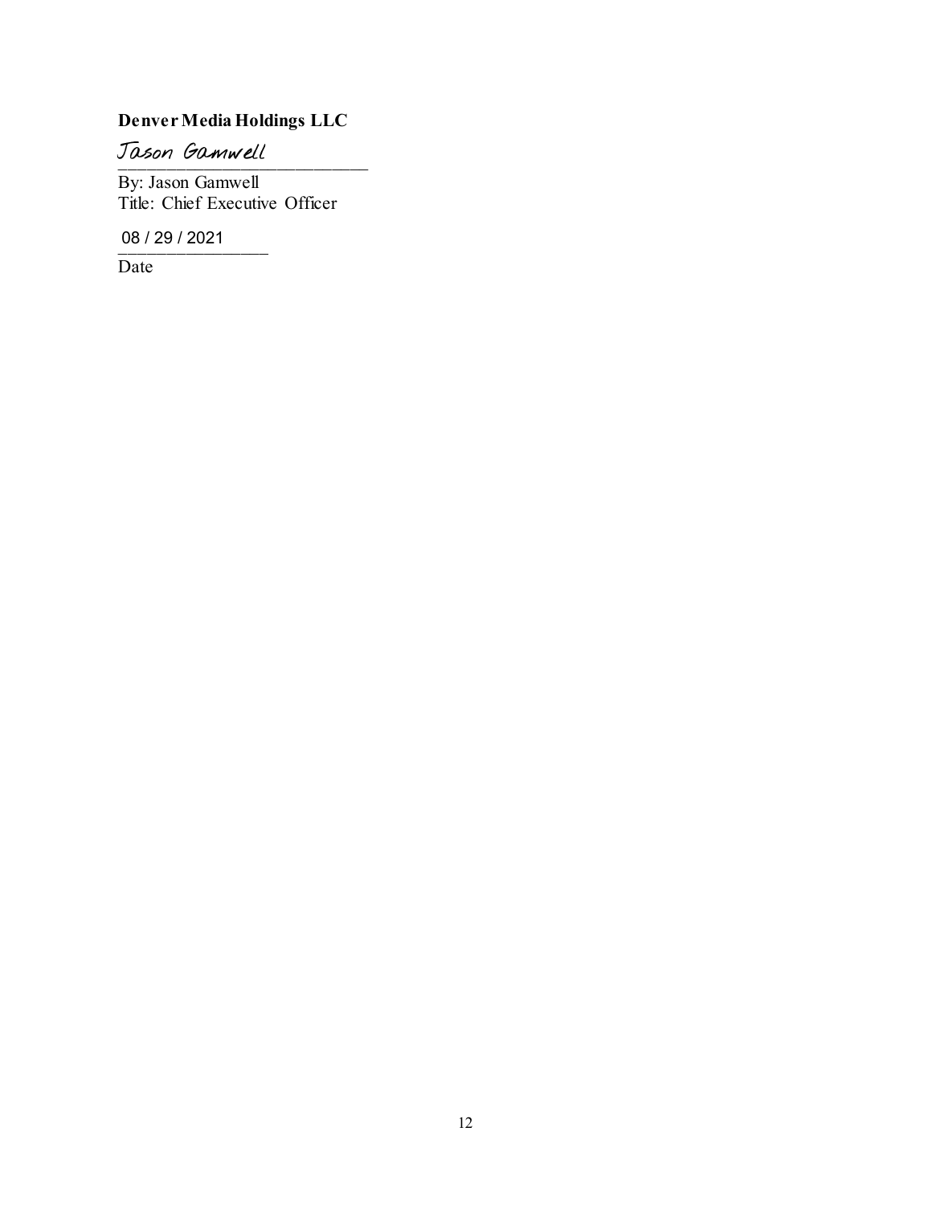**Denver Media Holdings LLC**

Jason Gamwell

\_\_\_\_\_\_\_\_\_\_\_\_\_\_\_\_\_\_\_\_\_\_\_\_\_\_\_\_\_\_

By: Jason Gamwell
Title: Chief Executive Officer

08 / 29 / 2021

\_\_\_\_\_\_\_\_\_\_\_\_\_\_\_\_\_\_

Date